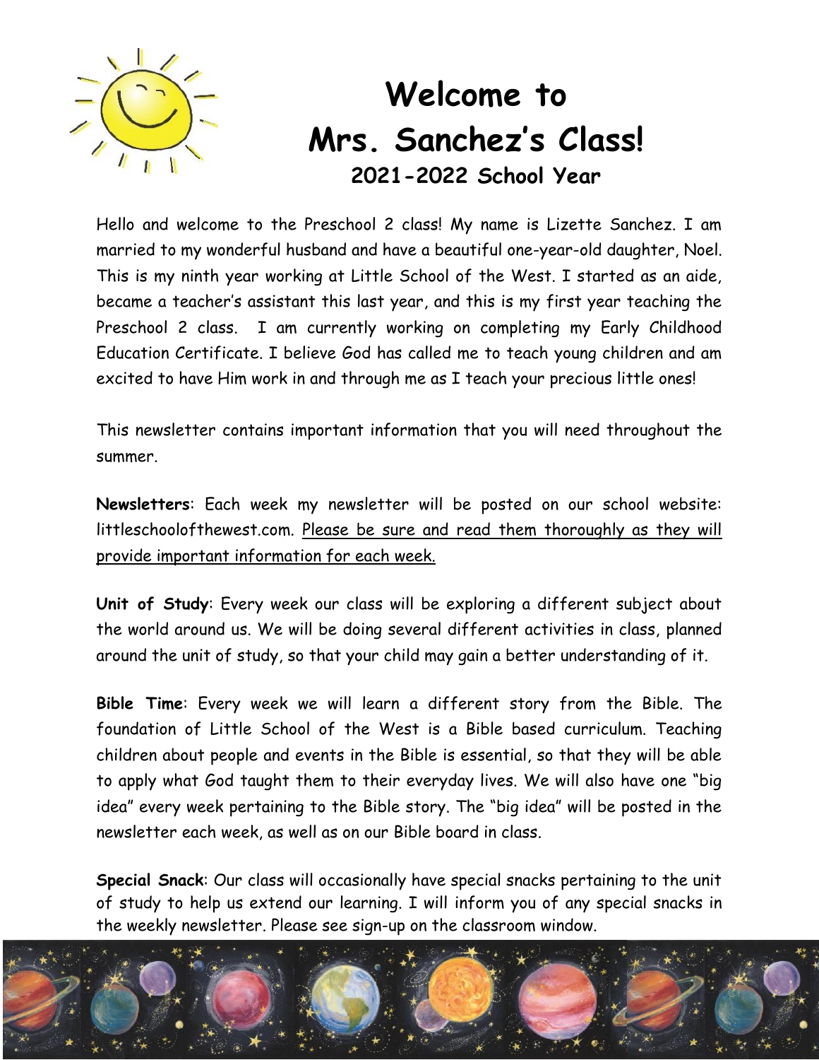# Welcome to Mrs. Sanchez's Class!

## 2021-2022 School Year

Hello and welcome to the Preschool 2 class! My name is Lizette Sanchez. I am married to my wonderful husband and have a beautiful one-year-old daughter, Noel. This is my ninth year working at Little School of the West. I started as an aide, became a teacher's assistant this last year, and this is my first year teaching the Preschool 2 class. I am currently working on completing my Early Childhood Education Certificate. I believe God has called me to teach young children and am excited to have Him work in and through me as I teach your precious little ones!

This newsletter contains important information that you will need throughout the summer.

**Newsletters**: Each week my newsletter will be posted on our school website: littleschoolofthewest.com. Please be sure and read them thoroughly as they will provide important information for each week.

**Unit of Study**: Every week our class will be exploring a different subject about the world around us. We will be doing several different activities in class, planned around the unit of study, so that your child may gain a better understanding of it.

**Bible Time**: Every week we will learn a different story from the Bible. The foundation of Little School of the West is a Bible based curriculum. Teaching children about people and events in the Bible is essential, so that they will be able to apply what God taught them to their everyday lives. We will also have one "big idea" every week pertaining to the Bible story. The "big idea" will be posted in the newsletter each week, as well as on our Bible board in class.

**Special Snack**: Our class will occasionally have special snacks pertaining to the unit of study to help us extend our learning. I will inform you of any special snacks in the weekly newsletter. Please see sign-up on the classroom window.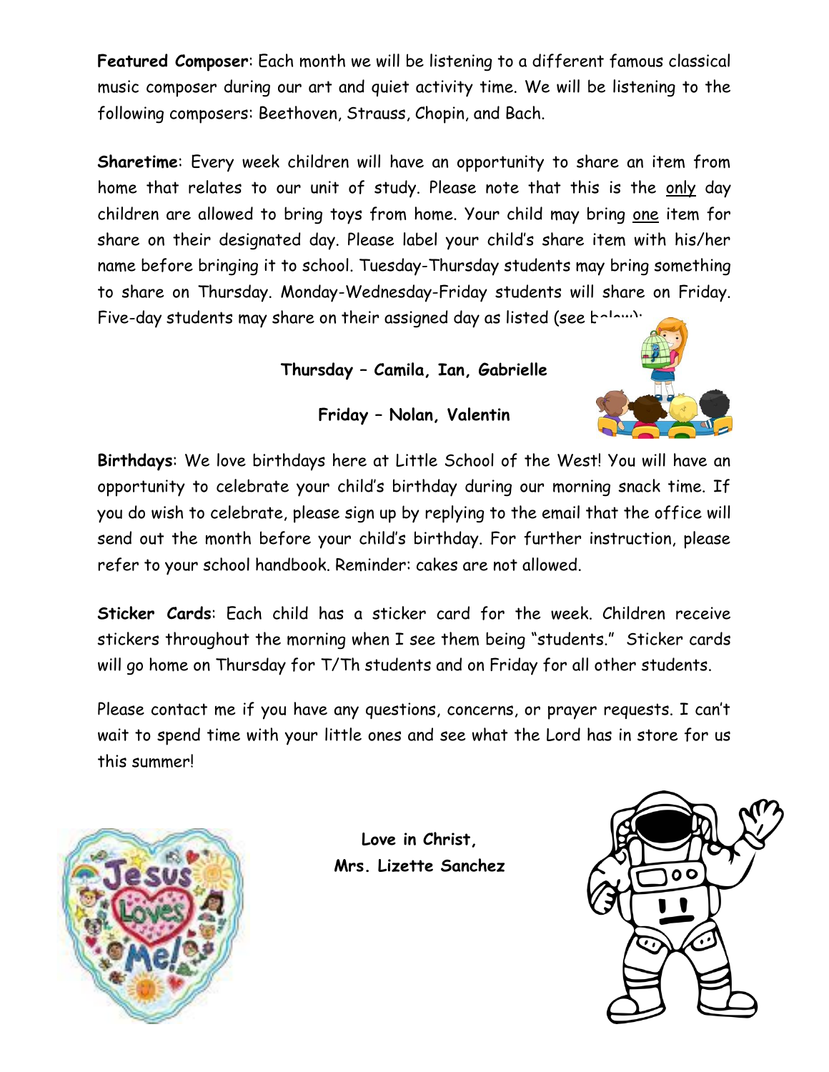**Featured Composer**: Each month we will be listening to a different famous classical music composer during our art and quiet activity time. We will be listening to the following composers: Beethoven, Strauss, Chopin, and Bach.

**Sharetime**: Every week children will have an opportunity to share an item from home that relates to our unit of study. Please note that this is the only day children are allowed to bring toys from home. Your child may bring one item for share on their designated day. Please label your child's share item with his/her name before bringing it to school. Tuesday-Thursday students may bring something to share on Thursday. Monday-Wednesday-Friday students will share on Friday. Five-day students may share on their assigned day as listed (see below):

**Thursday – Camila, Ian, Gabrielle**

**Friday – Nolan, Valentin**

**Birthdays**: We love birthdays here at Little School of the West! You will have an opportunity to celebrate your child's birthday during our morning snack time. If you do wish to celebrate, please sign up by replying to the email that the office will send out the month before your child's birthday. For further instruction, please refer to your school handbook. Reminder: cakes are not allowed.

**Sticker Cards**: Each child has a sticker card for the week. Children receive stickers throughout the morning when I see them being "students." Sticker cards will go home on Thursday for T/Th students and on Friday for all other students.

Please contact me if you have any questions, concerns, or prayer requests. I can't wait to spend time with your little ones and see what the Lord has in store for us this summer!

**Love in Christ,**
**Mrs. Lizette Sanchez**